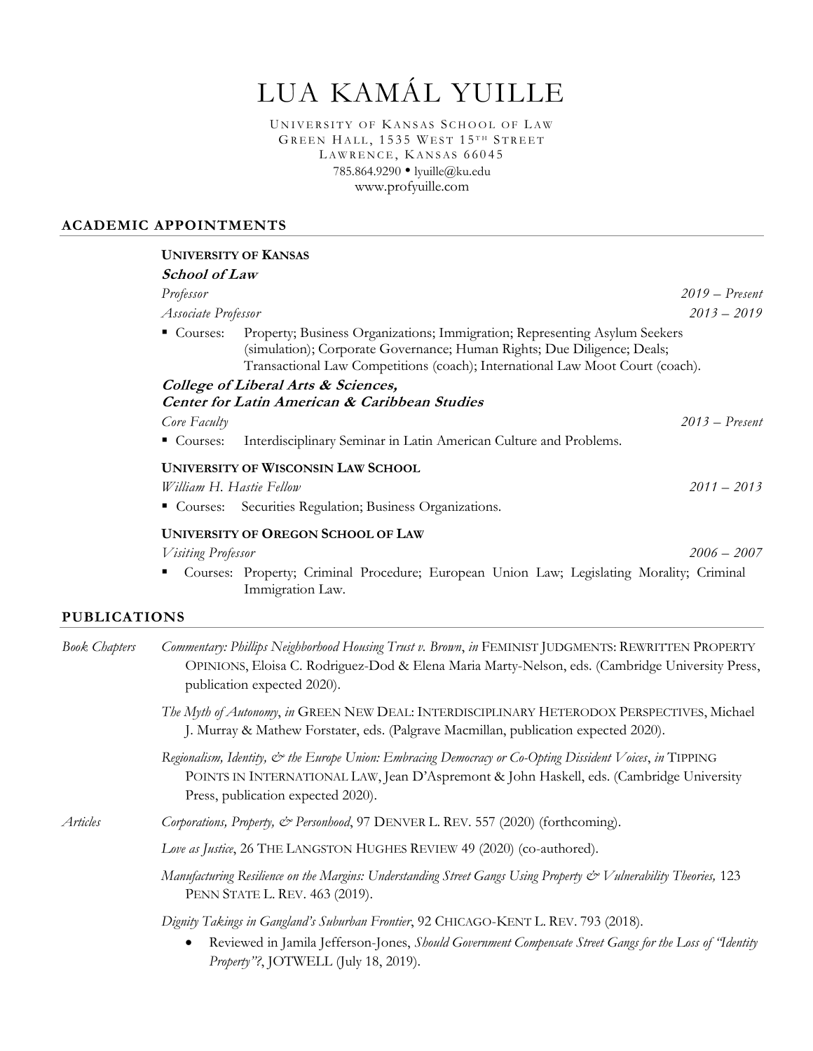# LUA KAMÁL YUILLE

UNIVERSITY OF KANSAS SCHOOL OF LAW
GREEN HALL, 1535 WEST 15TH STREET
LAWRENCE, KANSAS 66045
785.864.9290 • lyuille@ku.edu
www.profyuille.com

## ACADEMIC APPOINTMENTS

**UNIVERSITY OF KANSAS**

***School of Law***

*Professor* — *2019 – Present*

*Associate Professor* — *2013 – 2019*

- Courses: Property; Business Organizations; Immigration; Representing Asylum Seekers (simulation); Corporate Governance; Human Rights; Due Diligence; Deals; Transactional Law Competitions (coach); International Law Moot Court (coach).

***College of Liberal Arts & Sciences, Center for Latin American & Caribbean Studies***

*Core Faculty* — *2013 – Present*

- Courses: Interdisciplinary Seminar in Latin American Culture and Problems.

**UNIVERSITY OF WISCONSIN LAW SCHOOL**

*William H. Hastie Fellow* — *2011 – 2013*

- Courses: Securities Regulation; Business Organizations.

**UNIVERSITY OF OREGON SCHOOL OF LAW**

*Visiting Professor* — *2006 – 2007*

- Courses: Property; Criminal Procedure; European Union Law; Legislating Morality; Criminal Immigration Law.

## PUBLICATIONS

*Book Chapters*

*Commentary: Phillips Neighborhood Housing Trust v. Brown*, *in* FEMINIST JUDGMENTS: REWRITTEN PROPERTY OPINIONS, Eloisa C. Rodriguez-Dod & Elena Maria Marty-Nelson, eds. (Cambridge University Press, publication expected 2020).

*The Myth of Autonomy*, *in* GREEN NEW DEAL: INTERDISCIPLINARY HETERODOX PERSPECTIVES, Michael J. Murray & Mathew Forstater, eds. (Palgrave Macmillan, publication expected 2020).

*Regionalism, Identity, & the Europe Union: Embracing Democracy or Co-Opting Dissident Voices*, *in* TIPPING POINTS IN INTERNATIONAL LAW, Jean D'Aspremont & John Haskell, eds. (Cambridge University Press, publication expected 2020).

*Articles*

*Corporations, Property, & Personhood*, 97 DENVER L. REV. 557 (2020) (forthcoming).

*Love as Justice*, 26 THE LANGSTON HUGHES REVIEW 49 (2020) (co-authored).

*Manufacturing Resilience on the Margins: Understanding Street Gangs Using Property & Vulnerability Theories,* 123 PENN STATE L. REV. 463 (2019).

*Dignity Takings in Gangland's Suburban Frontier*, 92 CHICAGO-KENT L. REV. 793 (2018).

- Reviewed in Jamila Jefferson-Jones, *Should Government Compensate Street Gangs for the Loss of "Identity Property"?*, JOTWELL (July 18, 2019).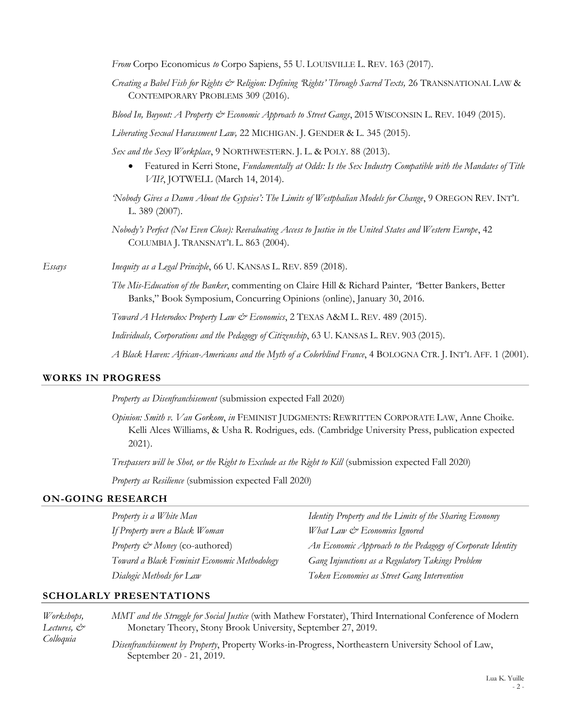*From* Corpo Economicus *to* Corpo Sapiens, 55 U. LOUISVILLE L. REV. 163 (2017).

*Creating a Babel Fish for Rights & Religion: Defining 'Rights' Through Sacred Texts,* 26 TRANSNATIONAL LAW & CONTEMPORARY PROBLEMS 309 (2016).

*Blood In, Buyout: A Property & Economic Approach to Street Gangs*, 2015 WISCONSIN L. REV. 1049 (2015).

*Liberating Sexual Harassment Law,* 22 MICHIGAN. J. GENDER & L. 345 (2015).

*Sex and the Sexy Workplace*, 9 NORTHWESTERN. J. L. & POLY. 88 (2013).

- Featured in Kerri Stone, *Fundamentally at Odds: Is the Sex Industry Compatible with the Mandates of Title VII?*, JOTWELL (March 14, 2014).

*'Nobody Gives a Damn About the Gypsies': The Limits of Westphalian Models for Change*, 9 OREGON REV. INT'L L. 389 (2007).

*Nobody's Perfect (Not Even Close): Reevaluating Access to Justice in the United States and Western Europe*, 42 COLUMBIA J. TRANSNAT'L L. 863 (2004).

*Essays*

*Inequity as a Legal Principle*, 66 U. KANSAS L. REV. 859 (2018).

*The Mis-Education of the Banker*, commenting on Claire Hill & Richard Painter*,* "Better Bankers, Better Banks," Book Symposium, Concurring Opinions (online), January 30, 2016.

*Toward A Heterodox Property Law & Economics*, 2 TEXAS A&M L. REV. 489 (2015).

*Individuals, Corporations and the Pedagogy of Citizenship*, 63 U. KANSAS L. REV. 903 (2015).

*A Black Haven: African-Americans and the Myth of a Colorblind France*, 4 BOLOGNA CTR. J. INT'L AFF. 1 (2001).

## WORKS IN PROGRESS

*Property as Disenfranchisement* (submission expected Fall 2020)

*Opinion: Smith v. Van Gorkom*, *in* FEMINIST JUDGMENTS: REWRITTEN CORPORATE LAW, Anne Choike. Kelli Alces Williams, & Usha R. Rodrigues, eds. (Cambridge University Press, publication expected 2021).

*Trespassers will be Shot, or the Right to Exclude as the Right to Kill* (submission expected Fall 2020)

*Property as Resilience* (submission expected Fall 2020)

## ON-GOING RESEARCH

*Property is a White Man*

*If Property were a Black Woman*

*Property & Money* (co-authored)

*Toward a Black Feminist Economic Methodology*

*Dialogic Methods for Law*

*Identity Property and the Limits of the Sharing Economy*

*What Law & Economics Ignored*

*An Economic Approach to the Pedagogy of Corporate Identity*

*Gang Injunctions as a Regulatory Takings Problem*

*Token Economies as Street Gang Intervention*

## SCHOLARLY PRESENTATIONS

*Workshops, Lectures, & Colloquia*

*MMT and the Struggle for Social Justice* (with Mathew Forstater), Third International Conference of Modern Monetary Theory, Stony Brook University, September 27, 2019.

*Disenfranchisement by Property*, Property Works-in-Progress, Northeastern University School of Law, September 20 - 21, 2019.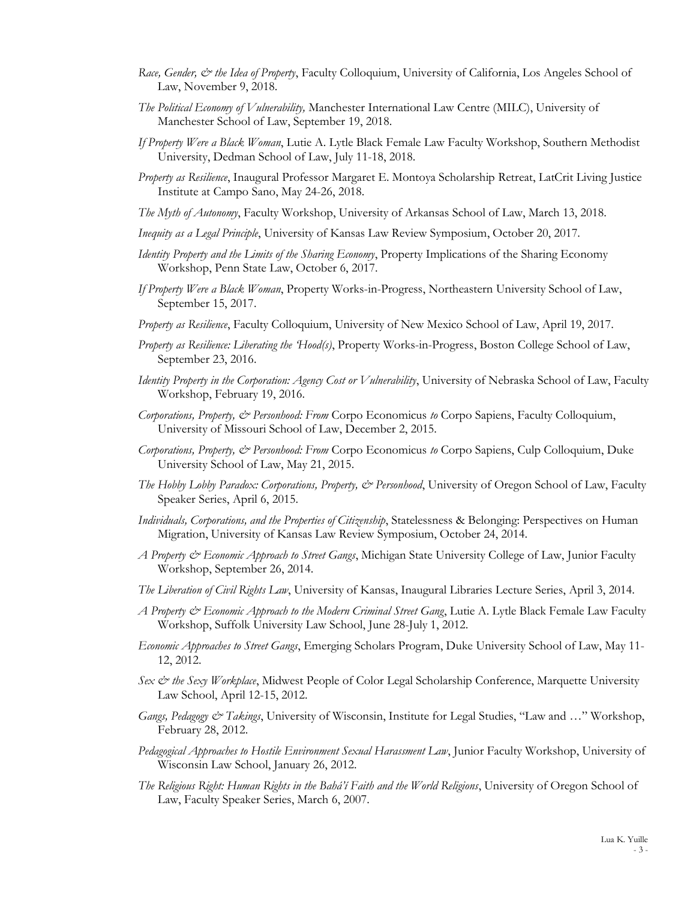*Race, Gender, & the Idea of Property*, Faculty Colloquium, University of California, Los Angeles School of Law, November 9, 2018.

*The Political Economy of Vulnerability,* Manchester International Law Centre (MILC), University of Manchester School of Law, September 19, 2018.

*If Property Were a Black Woman*, Lutie A. Lytle Black Female Law Faculty Workshop, Southern Methodist University, Dedman School of Law, July 11-18, 2018.

*Property as Resilience*, Inaugural Professor Margaret E. Montoya Scholarship Retreat, LatCrit Living Justice Institute at Campo Sano, May 24-26, 2018.

*The Myth of Autonomy*, Faculty Workshop, University of Arkansas School of Law, March 13, 2018.

*Inequity as a Legal Principle*, University of Kansas Law Review Symposium, October 20, 2017.

*Identity Property and the Limits of the Sharing Economy*, Property Implications of the Sharing Economy Workshop, Penn State Law, October 6, 2017.

*If Property Were a Black Woman*, Property Works-in-Progress, Northeastern University School of Law, September 15, 2017.

*Property as Resilience*, Faculty Colloquium, University of New Mexico School of Law, April 19, 2017.

*Property as Resilience: Liberating the 'Hood(s)*, Property Works-in-Progress, Boston College School of Law, September 23, 2016.

*Identity Property in the Corporation: Agency Cost or Vulnerability*, University of Nebraska School of Law, Faculty Workshop, February 19, 2016.

*Corporations, Property, & Personhood: From* Corpo Economicus *to* Corpo Sapiens, Faculty Colloquium, University of Missouri School of Law, December 2, 2015.

*Corporations, Property, & Personhood: From* Corpo Economicus *to* Corpo Sapiens, Culp Colloquium, Duke University School of Law, May 21, 2015.

*The Hobby Lobby Paradox: Corporations, Property, & Personhood*, University of Oregon School of Law, Faculty Speaker Series, April 6, 2015.

*Individuals, Corporations, and the Properties of Citizenship*, Statelessness & Belonging: Perspectives on Human Migration, University of Kansas Law Review Symposium, October 24, 2014.

*A Property & Economic Approach to Street Gangs*, Michigan State University College of Law, Junior Faculty Workshop, September 26, 2014.

*The Liberation of Civil Rights Law*, University of Kansas, Inaugural Libraries Lecture Series, April 3, 2014.

*A Property & Economic Approach to the Modern Criminal Street Gang*, Lutie A. Lytle Black Female Law Faculty Workshop, Suffolk University Law School, June 28-July 1, 2012.

*Economic Approaches to Street Gangs*, Emerging Scholars Program, Duke University School of Law, May 11-12, 2012.

*Sex & the Sexy Workplace*, Midwest People of Color Legal Scholarship Conference, Marquette University Law School, April 12-15, 2012.

*Gangs, Pedagogy & Takings*, University of Wisconsin, Institute for Legal Studies, "Law and …" Workshop, February 28, 2012.

*Pedagogical Approaches to Hostile Environment Sexual Harassment Law*, Junior Faculty Workshop, University of Wisconsin Law School, January 26, 2012.

*The Religious Right: Human Rights in the Bahá'í Faith and the World Religions*, University of Oregon School of Law, Faculty Speaker Series, March 6, 2007.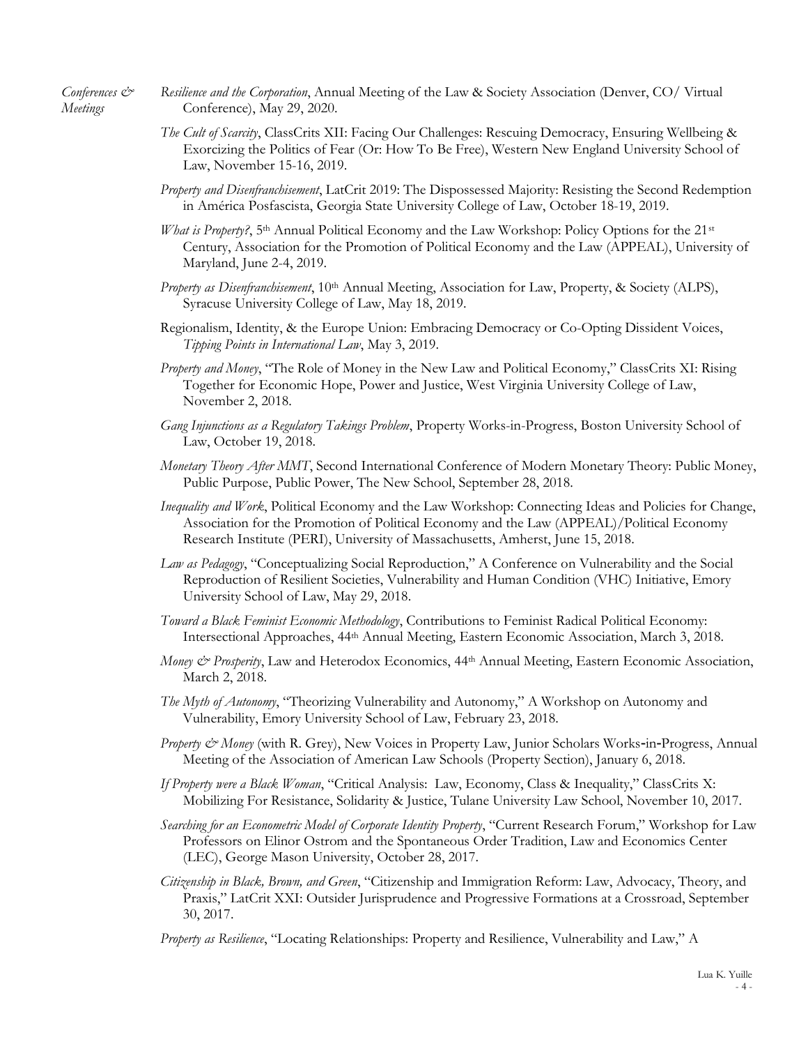*Conferences & Meetings*

*Resilience and the Corporation*, Annual Meeting of the Law & Society Association (Denver, CO/ Virtual Conference), May 29, 2020.

*The Cult of Scarcity*, ClassCrits XII: Facing Our Challenges: Rescuing Democracy, Ensuring Wellbeing & Exorcizing the Politics of Fear (Or: How To Be Free), Western New England University School of Law, November 15-16, 2019.

*Property and Disenfranchisement*, LatCrit 2019: The Dispossessed Majority: Resisting the Second Redemption in América Posfascista, Georgia State University College of Law, October 18-19, 2019.

*What is Property?*, 5th Annual Political Economy and the Law Workshop: Policy Options for the 21st Century, Association for the Promotion of Political Economy and the Law (APPEAL), University of Maryland, June 2-4, 2019.

*Property as Disenfranchisement*, 10th Annual Meeting, Association for Law, Property, & Society (ALPS), Syracuse University College of Law, May 18, 2019.

Regionalism, Identity, & the Europe Union: Embracing Democracy or Co-Opting Dissident Voices, *Tipping Points in International Law*, May 3, 2019.

*Property and Money*, "The Role of Money in the New Law and Political Economy," ClassCrits XI: Rising Together for Economic Hope, Power and Justice, West Virginia University College of Law, November 2, 2018.

*Gang Injunctions as a Regulatory Takings Problem*, Property Works-in-Progress, Boston University School of Law, October 19, 2018.

*Monetary Theory After MMT*, Second International Conference of Modern Monetary Theory: Public Money, Public Purpose, Public Power, The New School, September 28, 2018.

*Inequality and Work*, Political Economy and the Law Workshop: Connecting Ideas and Policies for Change, Association for the Promotion of Political Economy and the Law (APPEAL)/Political Economy Research Institute (PERI), University of Massachusetts, Amherst, June 15, 2018.

*Law as Pedagogy*, "Conceptualizing Social Reproduction," A Conference on Vulnerability and the Social Reproduction of Resilient Societies, Vulnerability and Human Condition (VHC) Initiative, Emory University School of Law, May 29, 2018.

*Toward a Black Feminist Economic Methodology*, Contributions to Feminist Radical Political Economy: Intersectional Approaches, 44th Annual Meeting, Eastern Economic Association, March 3, 2018.

*Money & Prosperity*, Law and Heterodox Economics, 44th Annual Meeting, Eastern Economic Association, March 2, 2018.

*The Myth of Autonomy*, "Theorizing Vulnerability and Autonomy," A Workshop on Autonomy and Vulnerability, Emory University School of Law, February 23, 2018.

*Property & Money* (with R. Grey), New Voices in Property Law, Junior Scholars Works-in-Progress, Annual Meeting of the Association of American Law Schools (Property Section), January 6, 2018.

*If Property were a Black Woman*, "Critical Analysis: Law, Economy, Class & Inequality," ClassCrits X: Mobilizing For Resistance, Solidarity & Justice, Tulane University Law School, November 10, 2017.

*Searching for an Econometric Model of Corporate Identity Property*, "Current Research Forum," Workshop for Law Professors on Elinor Ostrom and the Spontaneous Order Tradition, Law and Economics Center (LEC), George Mason University, October 28, 2017.

*Citizenship in Black, Brown, and Green*, "Citizenship and Immigration Reform: Law, Advocacy, Theory, and Praxis," LatCrit XXI: Outsider Jurisprudence and Progressive Formations at a Crossroad, September 30, 2017.

*Property as Resilience*, "Locating Relationships: Property and Resilience, Vulnerability and Law," A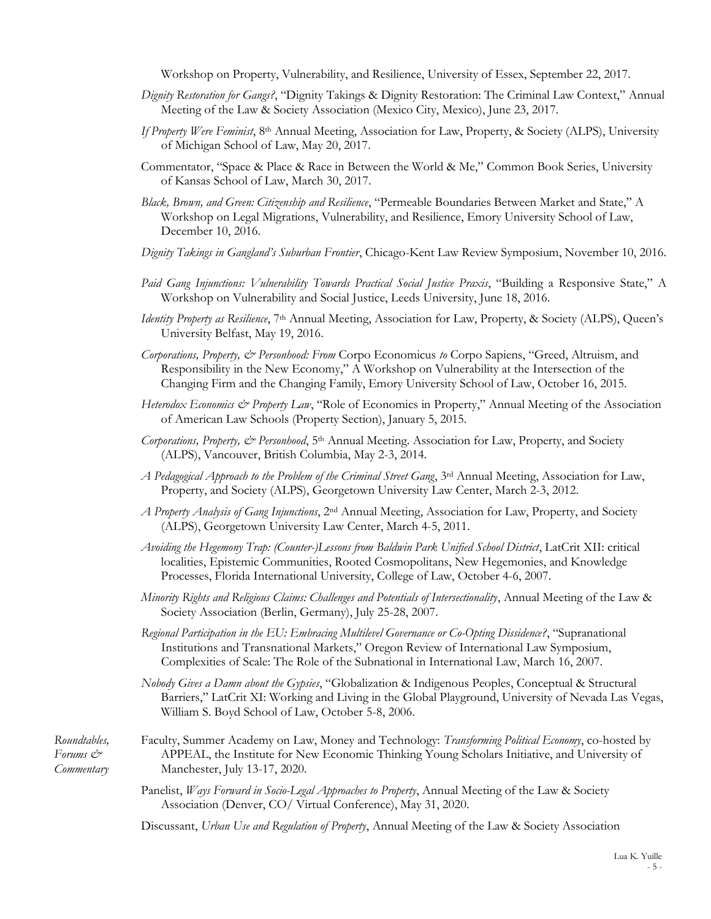Workshop on Property, Vulnerability, and Resilience, University of Essex, September 22, 2017.

*Dignity Restoration for Gangs?*, "Dignity Takings & Dignity Restoration: The Criminal Law Context," Annual Meeting of the Law & Society Association (Mexico City, Mexico), June 23, 2017.

*If Property Were Feminist*, 8th Annual Meeting, Association for Law, Property, & Society (ALPS), University of Michigan School of Law, May 20, 2017.

Commentator, "Space & Place & Race in Between the World & Me," Common Book Series, University of Kansas School of Law, March 30, 2017.

*Black, Brown, and Green: Citizenship and Resilience*, "Permeable Boundaries Between Market and State," A Workshop on Legal Migrations, Vulnerability, and Resilience, Emory University School of Law, December 10, 2016.

*Dignity Takings in Gangland's Suburban Frontier*, Chicago-Kent Law Review Symposium, November 10, 2016.

*Paid Gang Injunctions: Vulnerability Towards Practical Social Justice Praxis*, "Building a Responsive State," A Workshop on Vulnerability and Social Justice, Leeds University, June 18, 2016.

*Identity Property as Resilience*, 7th Annual Meeting, Association for Law, Property, & Society (ALPS), Queen's University Belfast, May 19, 2016.

*Corporations, Property, & Personhood: From* Corpo Economicus *to* Corpo Sapiens, "Greed, Altruism, and Responsibility in the New Economy," A Workshop on Vulnerability at the Intersection of the Changing Firm and the Changing Family, Emory University School of Law, October 16, 2015.

*Heterodox Economics & Property Law*, "Role of Economics in Property," Annual Meeting of the Association of American Law Schools (Property Section), January 5, 2015.

*Corporations, Property, & Personhood*, 5th Annual Meeting. Association for Law, Property, and Society (ALPS), Vancouver, British Columbia, May 2-3, 2014.

*A Pedagogical Approach to the Problem of the Criminal Street Gang*, 3rd Annual Meeting, Association for Law, Property, and Society (ALPS), Georgetown University Law Center, March 2-3, 2012.

*A Property Analysis of Gang Injunctions*, 2nd Annual Meeting, Association for Law, Property, and Society (ALPS), Georgetown University Law Center, March 4-5, 2011.

*Avoiding the Hegemony Trap: (Counter-)Lessons from Baldwin Park Unified School District*, LatCrit XII: critical localities, Epistemic Communities, Rooted Cosmopolitans, New Hegemonies, and Knowledge Processes, Florida International University, College of Law, October 4-6, 2007.

*Minority Rights and Religious Claims: Challenges and Potentials of Intersectionality*, Annual Meeting of the Law & Society Association (Berlin, Germany), July 25-28, 2007.

*Regional Participation in the EU: Embracing Multilevel Governance or Co-Opting Dissidence?*, "Supranational Institutions and Transnational Markets," Oregon Review of International Law Symposium, Complexities of Scale: The Role of the Subnational in International Law, March 16, 2007.

*Nobody Gives a Damn about the Gypsies*, "Globalization & Indigenous Peoples, Conceptual & Structural Barriers," LatCrit XI: Working and Living in the Global Playground, University of Nevada Las Vegas, William S. Boyd School of Law, October 5-8, 2006.

*Roundtables, Forums & Commentary*

Faculty, Summer Academy on Law, Money and Technology: *Transforming Political Economy*, co-hosted by APPEAL, the Institute for New Economic Thinking Young Scholars Initiative, and University of Manchester, July 13-17, 2020.

Panelist, *Ways Forward in Socio-Legal Approaches to Property*, Annual Meeting of the Law & Society Association (Denver, CO/ Virtual Conference), May 31, 2020.

Discussant, *Urban Use and Regulation of Property*, Annual Meeting of the Law & Society Association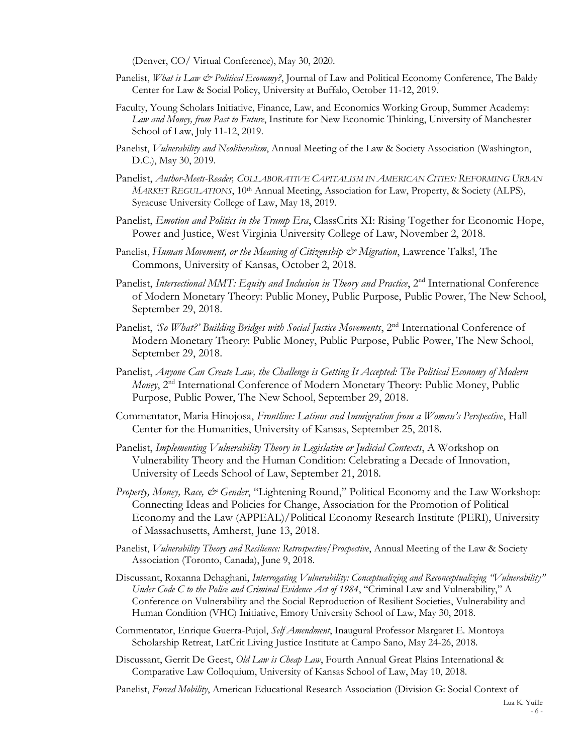(Denver, CO/ Virtual Conference), May 30, 2020.

Panelist, *What is Law & Political Economy?*, Journal of Law and Political Economy Conference, The Baldy Center for Law & Social Policy, University at Buffalo, October 11-12, 2019.

Faculty, Young Scholars Initiative, Finance, Law, and Economics Working Group, Summer Academy: *Law and Money, from Past to Future*, Institute for New Economic Thinking, University of Manchester School of Law, July 11-12, 2019.

Panelist, *Vulnerability and Neoliberalism*, Annual Meeting of the Law & Society Association (Washington, D.C.), May 30, 2019.

Panelist, *Author-Meets-Reader, COLLABORATIVE CAPITALISM IN AMERICAN CITIES: REFORMING URBAN MARKET REGULATIONS*, 10th Annual Meeting, Association for Law, Property, & Society (ALPS), Syracuse University College of Law, May 18, 2019.

Panelist, *Emotion and Politics in the Trump Era*, ClassCrits XI: Rising Together for Economic Hope, Power and Justice, West Virginia University College of Law, November 2, 2018.

Panelist, *Human Movement, or the Meaning of Citizenship & Migration*, Lawrence Talks!, The Commons, University of Kansas, October 2, 2018.

Panelist, *Intersectional MMT: Equity and Inclusion in Theory and Practice*, 2nd International Conference of Modern Monetary Theory: Public Money, Public Purpose, Public Power, The New School, September 29, 2018.

Panelist, *'So What?' Building Bridges with Social Justice Movements*, 2nd International Conference of Modern Monetary Theory: Public Money, Public Purpose, Public Power, The New School, September 29, 2018.

Panelist, *Anyone Can Create Law, the Challenge is Getting It Accepted: The Political Economy of Modern Money*, 2nd International Conference of Modern Monetary Theory: Public Money, Public Purpose, Public Power, The New School, September 29, 2018.

Commentator, Maria Hinojosa, *Frontline: Latinos and Immigration from a Woman's Perspective*, Hall Center for the Humanities, University of Kansas, September 25, 2018.

Panelist, *Implementing Vulnerability Theory in Legislative or Judicial Contexts*, A Workshop on Vulnerability Theory and the Human Condition: Celebrating a Decade of Innovation, University of Leeds School of Law, September 21, 2018.

*Property, Money, Race, & Gender*, "Lightening Round," Political Economy and the Law Workshop: Connecting Ideas and Policies for Change, Association for the Promotion of Political Economy and the Law (APPEAL)/Political Economy Research Institute (PERI), University of Massachusetts, Amherst, June 13, 2018.

Panelist, *Vulnerability Theory and Resilience: Retrospective/Prospective*, Annual Meeting of the Law & Society Association (Toronto, Canada), June 9, 2018.

Discussant, Roxanna Dehaghani, *Interrogating Vulnerability: Conceptualizing and Reconceptualizing "Vulnerability" Under Code C to the Police and Criminal Evidence Act of 1984*, "Criminal Law and Vulnerability," A Conference on Vulnerability and the Social Reproduction of Resilient Societies, Vulnerability and Human Condition (VHC) Initiative, Emory University School of Law, May 30, 2018.

Commentator, Enrique Guerra-Pujol, *Self Amendment*, Inaugural Professor Margaret E. Montoya Scholarship Retreat, LatCrit Living Justice Institute at Campo Sano, May 24-26, 2018.

Discussant, Gerrit De Geest, *Old Law is Cheap Law*, Fourth Annual Great Plains International & Comparative Law Colloquium, University of Kansas School of Law, May 10, 2018.

Panelist, *Forced Mobility*, American Educational Research Association (Division G: Social Context of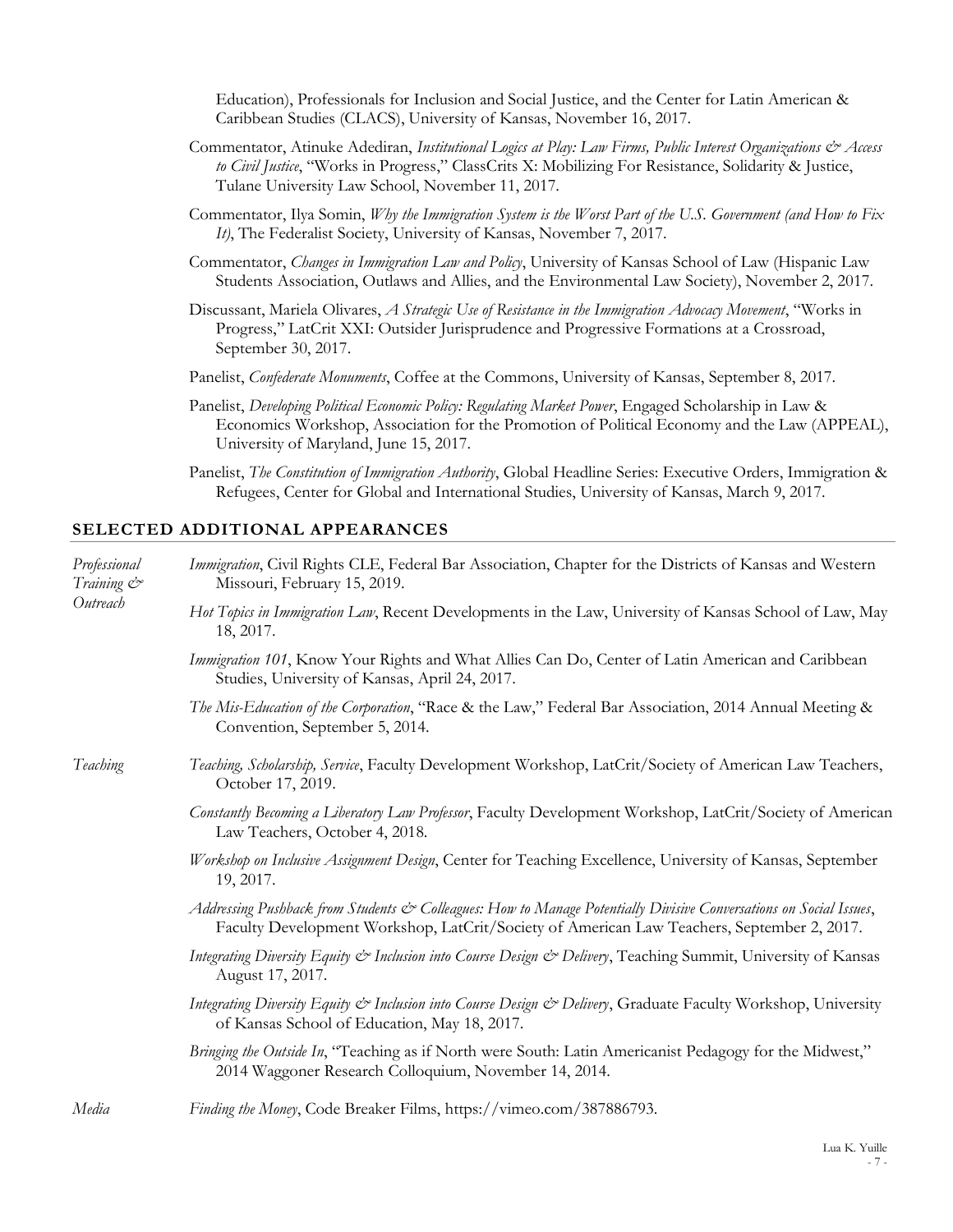Education), Professionals for Inclusion and Social Justice, and the Center for Latin American & Caribbean Studies (CLACS), University of Kansas, November 16, 2017.

Commentator, Atinuke Adediran, *Institutional Logics at Play: Law Firms, Public Interest Organizations & Access to Civil Justice*, "Works in Progress," ClassCrits X: Mobilizing For Resistance, Solidarity & Justice, Tulane University Law School, November 11, 2017.

Commentator, Ilya Somin, *Why the Immigration System is the Worst Part of the U.S. Government (and How to Fix It)*, The Federalist Society, University of Kansas, November 7, 2017.

Commentator, *Changes in Immigration Law and Policy*, University of Kansas School of Law (Hispanic Law Students Association, Outlaws and Allies, and the Environmental Law Society), November 2, 2017.

Discussant, Mariela Olivares, *A Strategic Use of Resistance in the Immigration Advocacy Movement*, "Works in Progress," LatCrit XXI: Outsider Jurisprudence and Progressive Formations at a Crossroad, September 30, 2017.

Panelist, *Confederate Monuments*, Coffee at the Commons, University of Kansas, September 8, 2017.

Panelist, *Developing Political Economic Policy: Regulating Market Power*, Engaged Scholarship in Law & Economics Workshop, Association for the Promotion of Political Economy and the Law (APPEAL), University of Maryland, June 15, 2017.

Panelist, *The Constitution of Immigration Authority*, Global Headline Series: Executive Orders, Immigration & Refugees, Center for Global and International Studies, University of Kansas, March 9, 2017.

## SELECTED ADDITIONAL APPEARANCES

*Professional Training & Outreach*

*Immigration*, Civil Rights CLE, Federal Bar Association, Chapter for the Districts of Kansas and Western Missouri, February 15, 2019.

*Hot Topics in Immigration Law*, Recent Developments in the Law, University of Kansas School of Law, May 18, 2017.

*Immigration 101*, Know Your Rights and What Allies Can Do, Center of Latin American and Caribbean Studies, University of Kansas, April 24, 2017.

*The Mis-Education of the Corporation*, "Race & the Law," Federal Bar Association, 2014 Annual Meeting & Convention, September 5, 2014.

*Teaching*

*Teaching, Scholarship, Service*, Faculty Development Workshop, LatCrit/Society of American Law Teachers, October 17, 2019.

*Constantly Becoming a Liberatory Law Professor*, Faculty Development Workshop, LatCrit/Society of American Law Teachers, October 4, 2018.

*Workshop on Inclusive Assignment Design*, Center for Teaching Excellence, University of Kansas, September 19, 2017.

*Addressing Pushback from Students & Colleagues: How to Manage Potentially Divisive Conversations on Social Issues*, Faculty Development Workshop, LatCrit/Society of American Law Teachers, September 2, 2017.

*Integrating Diversity Equity & Inclusion into Course Design & Delivery*, Teaching Summit, University of Kansas August 17, 2017.

*Integrating Diversity Equity & Inclusion into Course Design & Delivery*, Graduate Faculty Workshop, University of Kansas School of Education, May 18, 2017.

*Bringing the Outside In*, "Teaching as if North were South: Latin Americanist Pedagogy for the Midwest," 2014 Waggoner Research Colloquium, November 14, 2014.

*Media*

*Finding the Money*, Code Breaker Films, https://vimeo.com/387886793.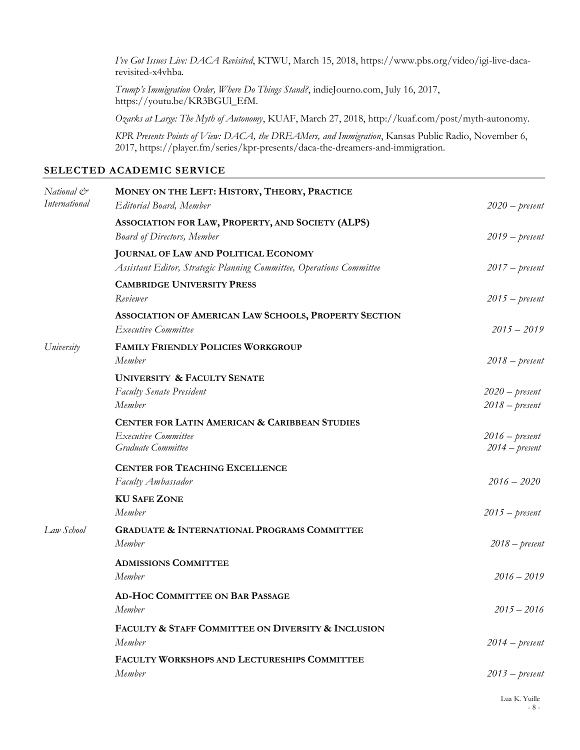*I've Got Issues Live: DACA Revisited*, KTWU, March 15, 2018, https://www.pbs.org/video/igi-live-daca-revisited-x4vhba.

*Trump's Immigration Order, Where Do Things Stand?*, indieJourno.com, July 16, 2017, https://youtu.be/KR3BGUl_EfM.

*Ozarks at Large: The Myth of Autonomy*, KUAF, March 27, 2018, http://kuaf.com/post/myth-autonomy.

*KPR Presents Points of View: DACA, the DREAMers, and Immigration*, Kansas Public Radio, November 6, 2017, https://player.fm/series/kpr-presents/daca-the-dreamers-and-immigration.

## SELECTED ACADEMIC SERVICE

### *National & International*

**MONEY ON THE LEFT: HISTORY, THEORY, PRACTICE**
*Editorial Board, Member* — *2020 – present*

**ASSOCIATION FOR LAW, PROPERTY, AND SOCIETY (ALPS)**
*Board of Directors, Member* — *2019 – present*

**JOURNAL OF LAW AND POLITICAL ECONOMY**
*Assistant Editor, Strategic Planning Committee, Operations Committee* — *2017 – present*

**CAMBRIDGE UNIVERSITY PRESS**
*Reviewer* — *2015 – present*

**ASSOCIATION OF AMERICAN LAW SCHOOLS, PROPERTY SECTION**
*Executive Committee* — *2015 – 2019*

### *University*

**FAMILY FRIENDLY POLICIES WORKGROUP**
*Member* — *2018 – present*

**UNIVERSITY & FACULTY SENATE**
*Faculty Senate President* — *2020 – present*
*Member* — *2018 – present*

**CENTER FOR LATIN AMERICAN & CARIBBEAN STUDIES**
*Executive Committee* — *2016 – present*
*Graduate Committee* — *2014 – present*

**CENTER FOR TEACHING EXCELLENCE**
*Faculty Ambassador* — *2016 – 2020*

**KU SAFE ZONE**
*Member* — *2015 – present*

### *Law School*

**GRADUATE & INTERNATIONAL PROGRAMS COMMITTEE**
*Member* — *2018 – present*

**ADMISSIONS COMMITTEE**
*Member* — *2016 – 2019*

**AD-HOC COMMITTEE ON BAR PASSAGE**
*Member* — *2015 – 2016*

**FACULTY & STAFF COMMITTEE ON DIVERSITY & INCLUSION**
*Member* — *2014 – present*

**FACULTY WORKSHOPS AND LECTURESHIPS COMMITTEE**
*Member* — *2013 – present*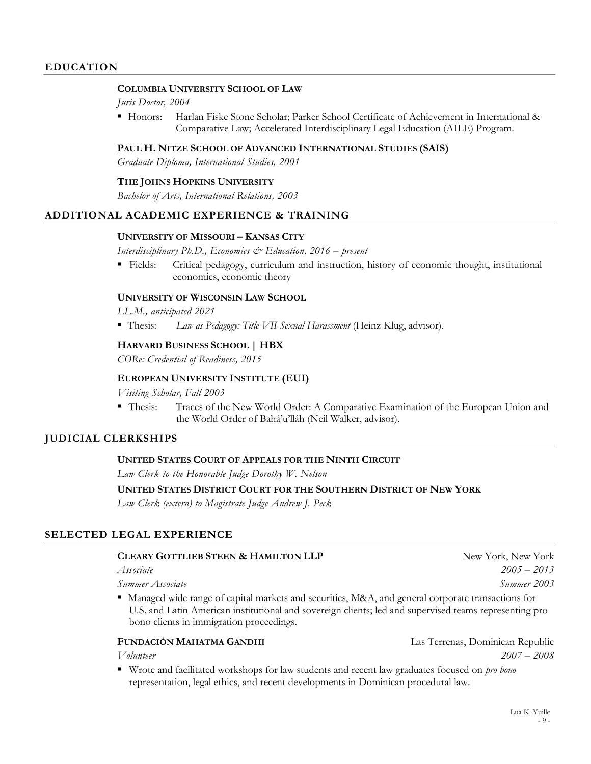## EDUCATION

**COLUMBIA UNIVERSITY SCHOOL OF LAW**

*Juris Doctor, 2004*

- Honors: Harlan Fiske Stone Scholar; Parker School Certificate of Achievement in International & Comparative Law; Accelerated Interdisciplinary Legal Education (AILE) Program.

**PAUL H. NITZE SCHOOL OF ADVANCED INTERNATIONAL STUDIES (SAIS)**

*Graduate Diploma, International Studies, 2001*

**THE JOHNS HOPKINS UNIVERSITY**

*Bachelor of Arts, International Relations, 2003*

## ADDITIONAL ACADEMIC EXPERIENCE & TRAINING

**UNIVERSITY OF MISSOURI – KANSAS CITY**

*Interdisciplinary Ph.D., Economics & Education, 2016 – present*

- Fields: Critical pedagogy, curriculum and instruction, history of economic thought, institutional economics, economic theory

**UNIVERSITY OF WISCONSIN LAW SCHOOL**

*LL.M., anticipated 2021*

- Thesis: *Law as Pedagogy: Title VII Sexual Harassment* (Heinz Klug, advisor).

**HARVARD BUSINESS SCHOOL | HBX**

*CORe: Credential of Readiness, 2015*

**EUROPEAN UNIVERSITY INSTITUTE (EUI)**

*Visiting Scholar, Fall 2003*

- Thesis: Traces of the New World Order: A Comparative Examination of the European Union and the World Order of Bahá'u'lláh (Neil Walker, advisor).

## JUDICIAL CLERKSHIPS

**UNITED STATES COURT OF APPEALS FOR THE NINTH CIRCUIT**

*Law Clerk to the Honorable Judge Dorothy W. Nelson*

**UNITED STATES DISTRICT COURT FOR THE SOUTHERN DISTRICT OF NEW YORK**

*Law Clerk (extern) to Magistrate Judge Andrew J. Peck*

## SELECTED LEGAL EXPERIENCE

**CLEARY GOTTLIEB STEEN & HAMILTON LLP** — New York, New York

*Associate* — *2005 – 2013*

*Summer Associate* — *Summer 2003*

- Managed wide range of capital markets and securities, M&A, and general corporate transactions for U.S. and Latin American institutional and sovereign clients; led and supervised teams representing pro bono clients in immigration proceedings.

**FUNDACIÓN MAHATMA GANDHI** — Las Terrenas, Dominican Republic

*Volunteer* — *2007 – 2008*

- Wrote and facilitated workshops for law students and recent law graduates focused on *pro bono* representation, legal ethics, and recent developments in Dominican procedural law.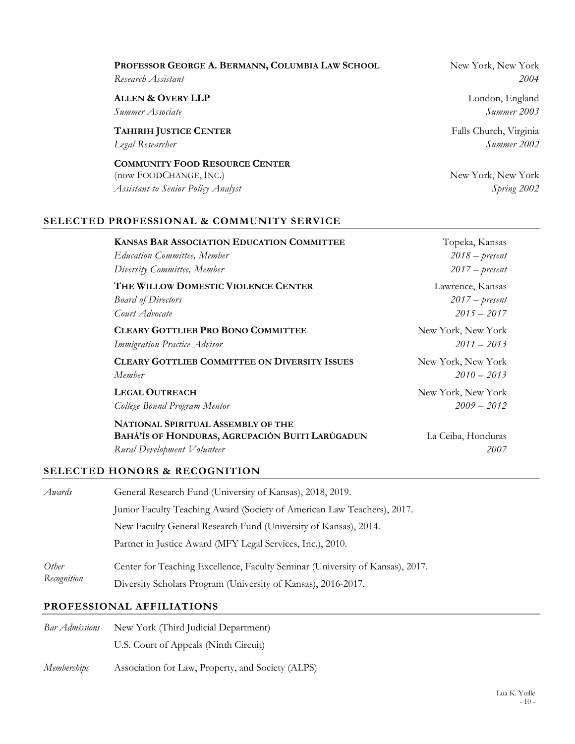**PROFESSOR GEORGE A. BERMANN, COLUMBIA LAW SCHOOL** — New York, New York
*Research Assistant* — *2004*

**ALLEN & OVERY LLP** — London, England
*Summer Associate* — *Summer 2003*

**TAHIRIH JUSTICE CENTER** — Falls Church, Virginia
*Legal Researcher* — *Summer 2002*

**COMMUNITY FOOD RESOURCE CENTER**
(now FOODCHANGE, INC.) — New York, New York
*Assistant to Senior Policy Analyst* — *Spring 2002*

## SELECTED PROFESSIONAL & COMMUNITY SERVICE

**KANSAS BAR ASSOCIATION EDUCATION COMMITTEE** — Topeka, Kansas
*Education Committee, Member* — *2018 – present*
*Diversity Committee, Member* — *2017 – present*

**THE WILLOW DOMESTIC VIOLENCE CENTER** — Lawrence, Kansas
*Board of Directors* — *2017 – present*
*Court Advocate* — *2015 – 2017*

**CLEARY GOTTLIEB PRO BONO COMMITTEE** — New York, New York
*Immigration Practice Advisor* — *2011 – 2013*

**CLEARY GOTTLIEB COMMITTEE ON DIVERSITY ISSUES** — New York, New York
*Member* — *2010 – 2013*

**LEGAL OUTREACH** — New York, New York
*College Bound Program Mentor* — *2009 – 2012*

**NATIONAL SPIRITUAL ASSEMBLY OF THE BAHÁ'ÍS OF HONDURAS, AGRUPACIÓN BUITI LARÚGADUN** — La Ceiba, Honduras
*Rural Development Volunteer* — *2007*

## SELECTED HONORS & RECOGNITION

*Awards*

- General Research Fund (University of Kansas), 2018, 2019.
- Junior Faculty Teaching Award (Society of American Law Teachers), 2017.
- New Faculty General Research Fund (University of Kansas), 2014.
- Partner in Justice Award (MFY Legal Services, Inc.), 2010.

*Other Recognition*

- Center for Teaching Excellence, Faculty Seminar (University of Kansas), 2017.
- Diversity Scholars Program (University of Kansas), 2016-2017.

## PROFESSIONAL AFFILIATIONS

*Bar Admissions*

- New York (Third Judicial Department)
- U.S. Court of Appeals (Ninth Circuit)

*Memberships*

- Association for Law, Property, and Society (ALPS)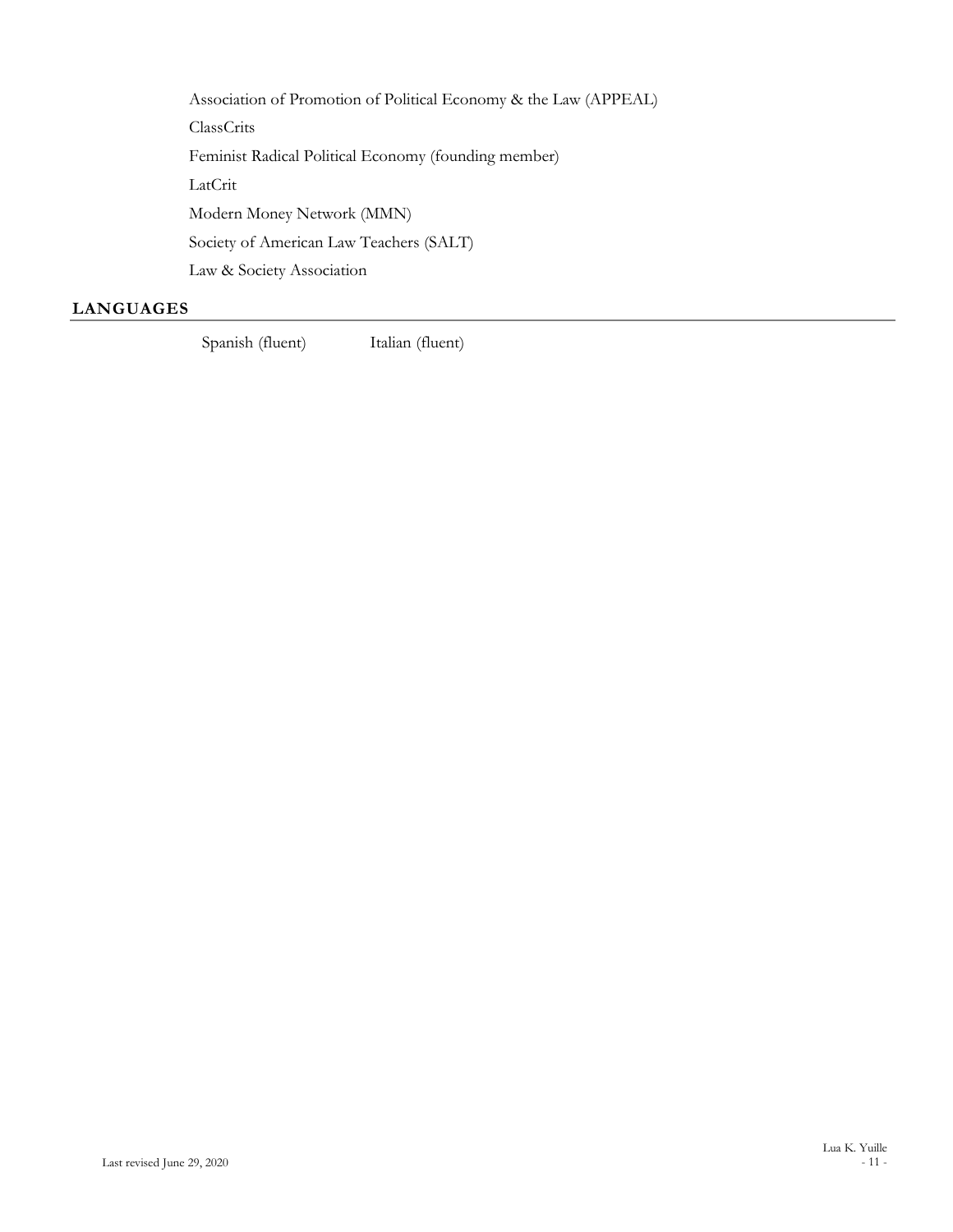Association of Promotion of Political Economy & the Law (APPEAL)

ClassCrits

Feminist Radical Political Economy (founding member)

LatCrit

Modern Money Network (MMN)

Society of American Law Teachers (SALT)

Law & Society Association

## LANGUAGES

Spanish (fluent) Italian (fluent)